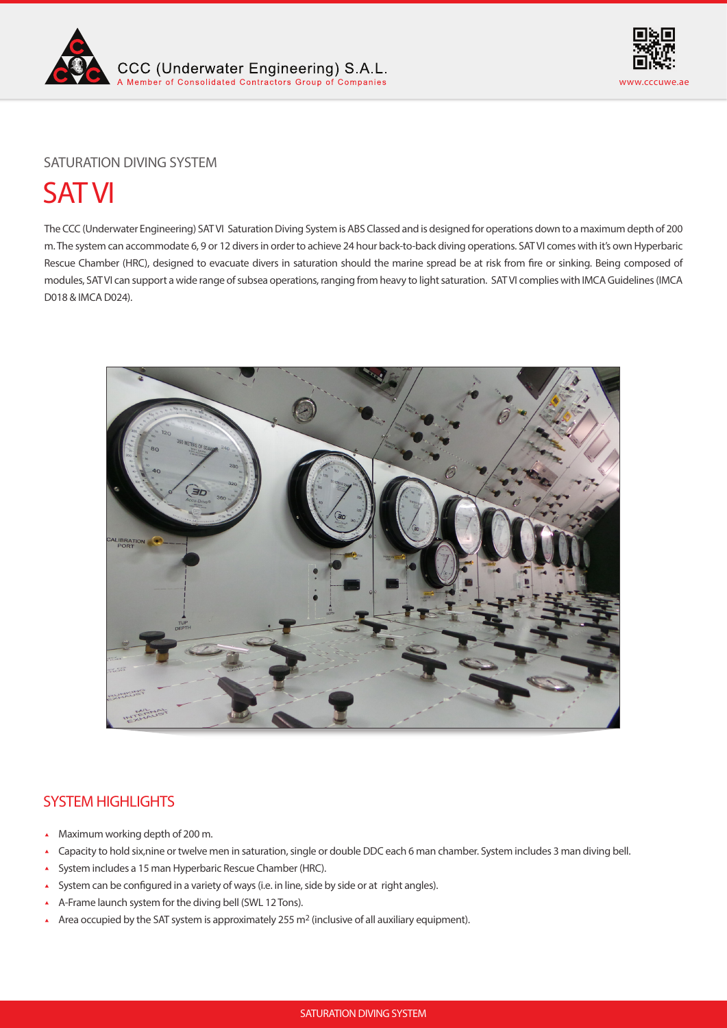CCC (Underwater Engineering) S.A.L.
A Member of Consolidated Contractors Group of Companies

www.cccuwe.ae

SATURATION DIVING SYSTEM

# SAT VI

The CCC (Underwater Engineering) SAT VI Saturation Diving System is ABS Classed and is designed for operations down to a maximum depth of 200 m. The system can accommodate 6, 9 or 12 divers in order to achieve 24 hour back-to-back diving operations. SAT VI comes with it's own Hyperbaric Rescue Chamber (HRC), designed to evacuate divers in saturation should the marine spread be at risk from fire or sinking. Being composed of modules, SAT VI can support a wide range of subsea operations, ranging from heavy to light saturation. SAT VI complies with IMCA Guidelines (IMCA D018 & IMCA D024).

## SYSTEM HIGHLIGHTS

- Maximum working depth of 200 m.
- Capacity to hold six,nine or twelve men in saturation, single or double DDC each 6 man chamber. System includes 3 man diving bell.
- System includes a 15 man Hyperbaric Rescue Chamber (HRC).
- System can be configured in a variety of ways (i.e. in line, side by side or at right angles).
- A-Frame launch system for the diving bell (SWL 12 Tons).
- Area occupied by the SAT system is approximately 255 $m^2$ (inclusive of all auxiliary equipment).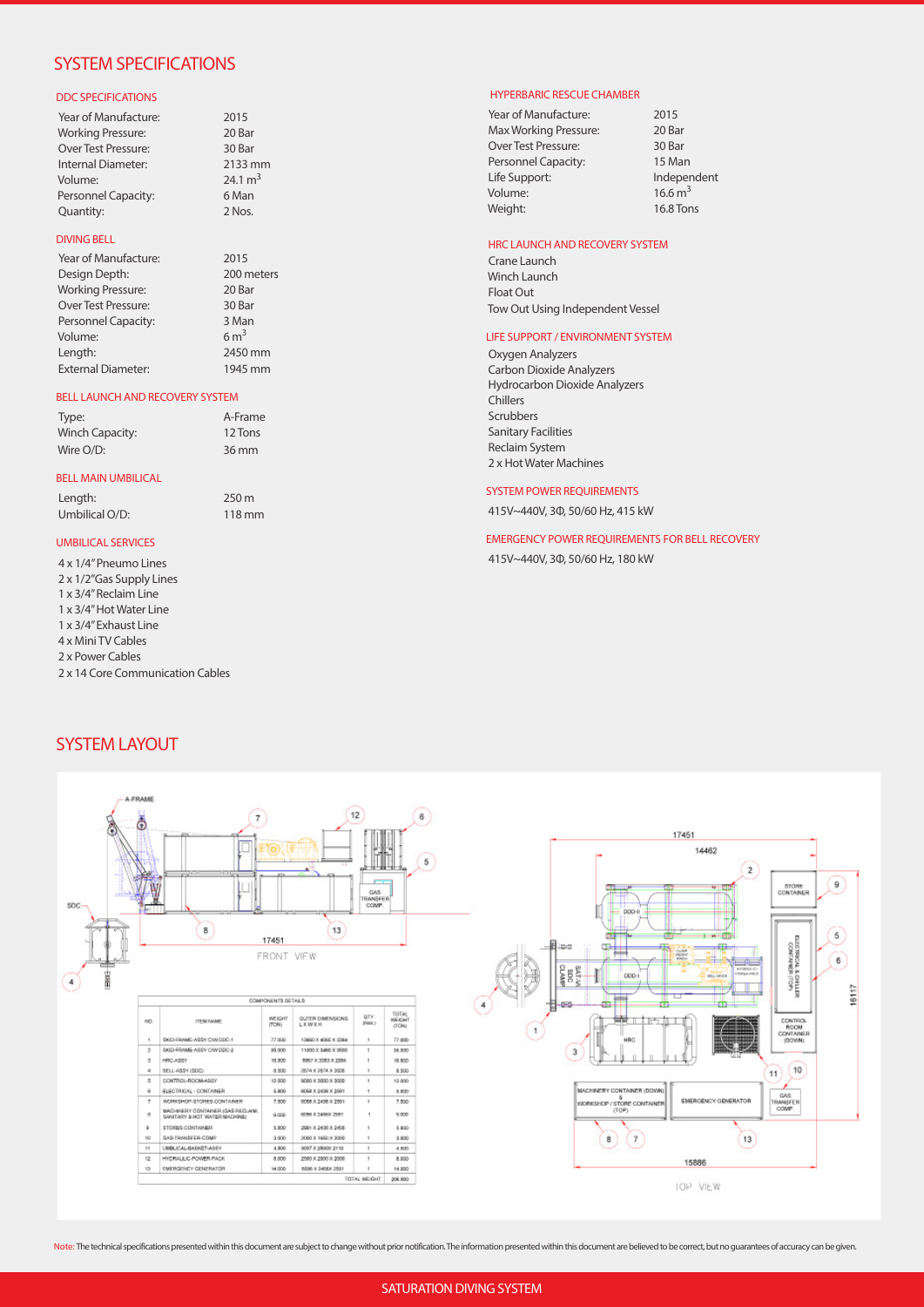# SYSTEM SPECIFICATIONS

### DDC SPECIFICATIONS

| | |
|---|---|
| Year of Manufacture: | 2015 |
| Working Pressure: | 20 Bar |
| Over Test Pressure: | 30 Bar |
| Internal Diameter: | 2133 mm |
| Volume: | 24.1 m$^3$ |
| Personnel Capacity: | 6 Man |
| Quantity: | 2 Nos. |

### DIVING BELL

| | |
|---|---|
| Year of Manufacture: | 2015 |
| Design Depth: | 200 meters |
| Working Pressure: | 20 Bar |
| Over Test Pressure: | 30 Bar |
| Personnel Capacity: | 3 Man |
| Volume: | 6 m$^3$ |
| Length: | 2450 mm |
| External Diameter: | 1945 mm |

### BELL LAUNCH AND RECOVERY SYSTEM

| | |
|---|---|
| Type: | A-Frame |
| Winch Capacity: | 12 Tons |
| Wire O/D: | 36 mm |

### BELL MAIN UMBILICAL

| | |
|---|---|
| Length: | 250 m |
| Umbilical O/D: | 118 mm |

### UMBILICAL SERVICES

4 x 1/4" Pneumo Lines
2 x 1/2" Gas Supply Lines
1 x 3/4" Reclaim Line
1 x 3/4" Hot Water Line
1 x 3/4" Exhaust Line
4 x Mini TV Cables
2 x Power Cables
2 x 14 Core Communication Cables

### HYPERBARIC RESCUE CHAMBER

| | |
|---|---|
| Year of Manufacture: | 2015 |
| Max Working Pressure: | 20 Bar |
| Over Test Pressure: | 30 Bar |
| Personnel Capacity: | 15 Man |
| Life Support: | Independent |
| Volume: | 16.6 m$^3$ |
| Weight: | 16.8 Tons |

### HRC LAUNCH AND RECOVERY SYSTEM

Crane Launch
Winch Launch
Float Out
Tow Out Using Independent Vessel

### LIFE SUPPORT / ENVIRONMENT SYSTEM

Oxygen Analyzers
Carbon Dioxide Analyzers
Hydrocarbon Dioxide Analyzers
Chillers
Scrubbers
Sanitary Facilities
Reclaim System
2 x Hot Water Machines

### SYSTEM POWER REQUIREMENTS

415V~440V, 3Φ, 50/60 Hz, 415 kW

### EMERGENCY POWER REQUIREMENTS FOR BELL RECOVERY

415V~440V, 3Φ, 50/60 Hz, 180 kW

# SYSTEM LAYOUT

FRONT VIEW

TOP VIEW

COMPONENTS DETAILS

| NO. | ITEM NAME | WEIGHT (TON) | OUTER DIMENSIONS L X W X H | QTY (NAA.) | TOTAL WEIGHT (TON) |
|---|---|---|---|---|---|
| 1 | SKID-FRAME-ASSY C/W DDC-1 | 77.000 | 13860 X 4065 X 3364 | 1 | 77.000 |
| 2 | SKID-FRAME-ASSY C/W DDC-2 | 35.900 | 11900 X 3460 X 3580 | 1 | 35.900 |
| 3 | HRC-ASSY | 16.800 | 6957 X 3063 X 2994 | 1 | 16.800 |
| 4 | BELL-ASSY (SDC) | 8.500 | 2874 X 2874 X 3606 | 1 | 8.500 |
| 5 | CONTROL-ROOM-ASSY | 12.000 | 9080 X 3000 X 3000 | 1 | 12.000 |
| 6 | ELECTRICAL - CONTAINER | 5.800 | 6058 X 2438 X 2591 | 1 | 5.800 |
| 7 | WORKSHOP-STORES-CONTAINER | 7.500 | 6058 X 2438 X 2591 | 1 | 7.500 |
| 8 | MACHINERY CONTAINER (GAS RECLAIM, SANITARY & HOT WATER MACHINE) | 9.000 | 6096 X 2485 X 2591 | 1 | 9.000 |
| 9 | STORES-CONTAINER | 5.800 | 2991 X 2438 X 2458 | 1 | 5.800 |
| 10 | GAS-TRANSFER-COMP | 3.000 | 2080 X 1650 X 2000 | 1 | 3.000 |
| 11 | UMBILICAL-BASKET-ASSY | 4.800 | 3087 X 2600 X 2110 | 1 | 4.800 |
| 12 | HYDRAULIC-POWER PACK | 6.000 | 2580 X 2800 X 2000 | 1 | 6.000 |
| 13 | EMERGENCY GENERATOR | 14.000 | 6096 X 2438 X 2591 | 1 | 14.000 |
| | | | | TOTAL WEIGHT | 206.800 |

Note: The technical specifications presented within this document are subject to change without prior notification. The information presented within this document are believed to be correct, but no guarantees of accuracy can be given.